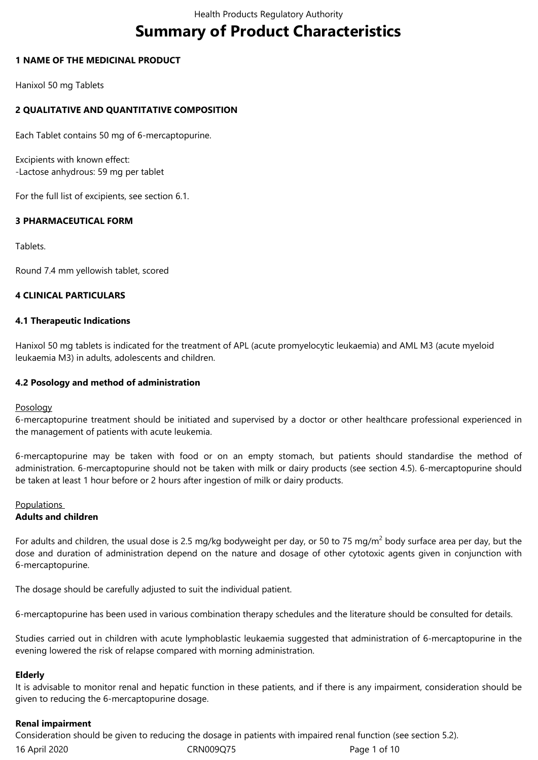# Summary of Product Characteristics

## 1 NAME OF THE MEDICINAL PRODUCT

Hanixol 50 mg Tablets

## 2 QUALITATIVE AND QUANTITATIVE COMPOSITION

Each Tablet contains 50 mg of 6-mercaptopurine.

Excipients with known effect:
-Lactose anhydrous: 59 mg per tablet

For the full list of excipients, see section 6.1.

## 3 PHARMACEUTICAL FORM

Tablets.

Round 7.4 mm yellowish tablet, scored

## 4 CLINICAL PARTICULARS

### 4.1 Therapeutic Indications

Hanixol 50 mg tablets is indicated for the treatment of APL (acute promyelocytic leukaemia) and AML M3 (acute myeloid leukaemia M3) in adults, adolescents and children.

### 4.2 Posology and method of administration

Posology
6-mercaptopurine treatment should be initiated and supervised by a doctor or other healthcare professional experienced in the management of patients with acute leukemia.

6-mercaptopurine may be taken with food or on an empty stomach, but patients should standardise the method of administration. 6-mercaptopurine should not be taken with milk or dairy products (see section 4.5). 6-mercaptopurine should be taken at least 1 hour before or 2 hours after ingestion of milk or dairy products.

Populations
**Adults and children**

For adults and children, the usual dose is 2.5 mg/kg bodyweight per day, or 50 to 75 mg/m$^2$ body surface area per day, but the dose and duration of administration depend on the nature and dosage of other cytotoxic agents given in conjunction with 6-mercaptopurine.

The dosage should be carefully adjusted to suit the individual patient.

6-mercaptopurine has been used in various combination therapy schedules and the literature should be consulted for details.

Studies carried out in children with acute lymphoblastic leukaemia suggested that administration of 6-mercaptopurine in the evening lowered the risk of relapse compared with morning administration.

**Elderly**
It is advisable to monitor renal and hepatic function in these patients, and if there is any impairment, consideration should be given to reducing the 6-mercaptopurine dosage.

**Renal impairment**
Consideration should be given to reducing the dosage in patients with impaired renal function (see section 5.2).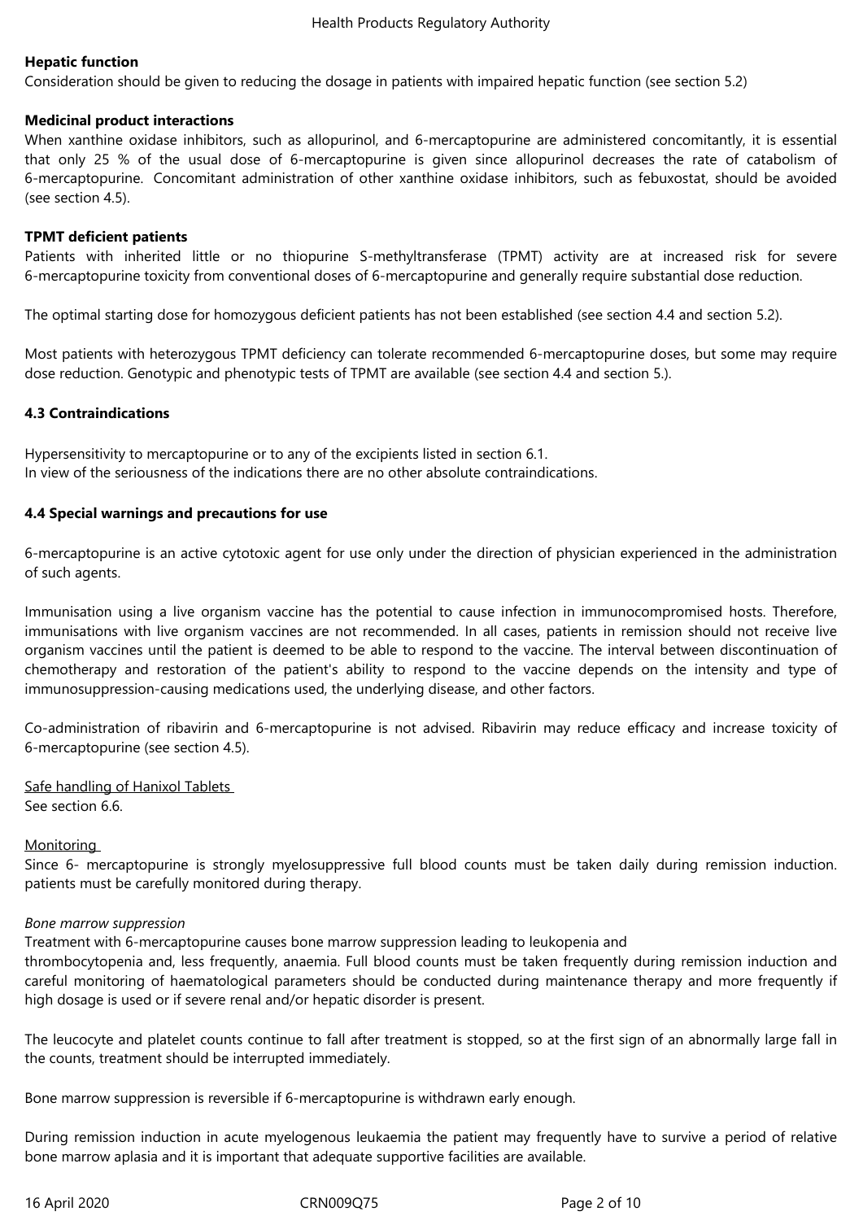**Hepatic function**

Consideration should be given to reducing the dosage in patients with impaired hepatic function (see section 5.2)

**Medicinal product interactions**

When xanthine oxidase inhibitors, such as allopurinol, and 6-mercaptopurine are administered concomitantly, it is essential that only 25 % of the usual dose of 6-mercaptopurine is given since allopurinol decreases the rate of catabolism of 6-mercaptopurine. Concomitant administration of other xanthine oxidase inhibitors, such as febuxostat, should be avoided (see section 4.5).

**TPMT deficient patients**

Patients with inherited little or no thiopurine S-methyltransferase (TPMT) activity are at increased risk for severe 6-mercaptopurine toxicity from conventional doses of 6-mercaptopurine and generally require substantial dose reduction.

The optimal starting dose for homozygous deficient patients has not been established (see section 4.4 and section 5.2).

Most patients with heterozygous TPMT deficiency can tolerate recommended 6-mercaptopurine doses, but some may require dose reduction. Genotypic and phenotypic tests of TPMT are available (see section 4.4 and section 5.).

**4.3 Contraindications**

Hypersensitivity to mercaptopurine or to any of the excipients listed in section 6.1.
In view of the seriousness of the indications there are no other absolute contraindications.

**4.4 Special warnings and precautions for use**

6-mercaptopurine is an active cytotoxic agent for use only under the direction of physician experienced in the administration of such agents.

Immunisation using a live organism vaccine has the potential to cause infection in immunocompromised hosts. Therefore, immunisations with live organism vaccines are not recommended. In all cases, patients in remission should not receive live organism vaccines until the patient is deemed to be able to respond to the vaccine. The interval between discontinuation of chemotherapy and restoration of the patient's ability to respond to the vaccine depends on the intensity and type of immunosuppression-causing medications used, the underlying disease, and other factors.

Co-administration of ribavirin and 6-mercaptopurine is not advised. Ribavirin may reduce efficacy and increase toxicity of 6-mercaptopurine (see section 4.5).

Safe handling of Hanixol Tablets

See section 6.6.

Monitoring

Since 6- mercaptopurine is strongly myelosuppressive full blood counts must be taken daily during remission induction. patients must be carefully monitored during therapy.

*Bone marrow suppression*

Treatment with 6-mercaptopurine causes bone marrow suppression leading to leukopenia and thrombocytopenia and, less frequently, anaemia. Full blood counts must be taken frequently during remission induction and careful monitoring of haematological parameters should be conducted during maintenance therapy and more frequently if high dosage is used or if severe renal and/or hepatic disorder is present.

The leucocyte and platelet counts continue to fall after treatment is stopped, so at the first sign of an abnormally large fall in the counts, treatment should be interrupted immediately.

Bone marrow suppression is reversible if 6-mercaptopurine is withdrawn early enough.

During remission induction in acute myelogenous leukaemia the patient may frequently have to survive a period of relative bone marrow aplasia and it is important that adequate supportive facilities are available.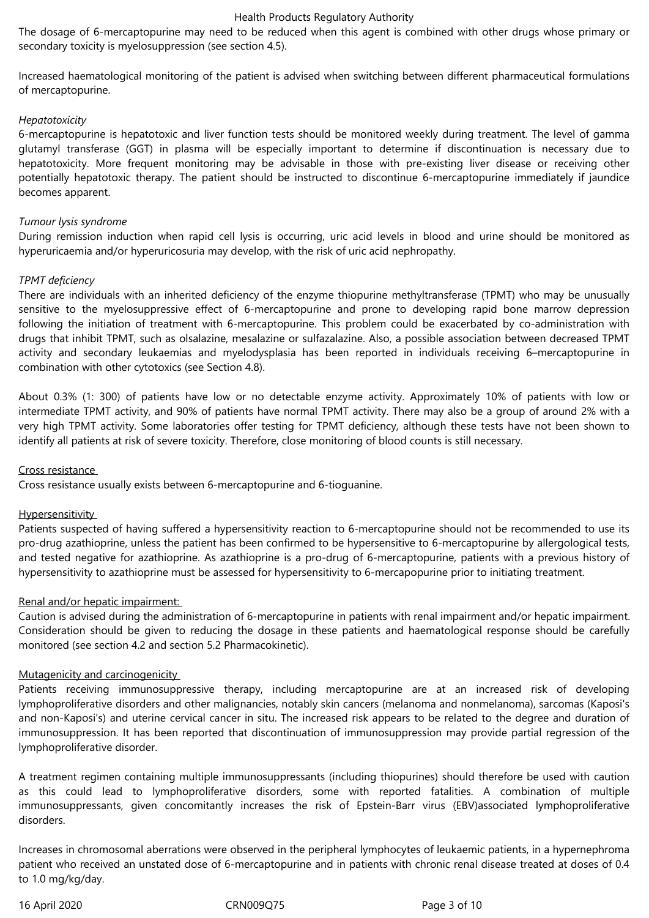The dosage of 6-mercaptopurine may need to be reduced when this agent is combined with other drugs whose primary or secondary toxicity is myelosuppression (see section 4.5).

Increased haematological monitoring of the patient is advised when switching between different pharmaceutical formulations of mercaptopurine.

*Hepatotoxicity*
6-mercaptopurine is hepatotoxic and liver function tests should be monitored weekly during treatment. The level of gamma glutamyl transferase (GGT) in plasma will be especially important to determine if discontinuation is necessary due to hepatotoxicity. More frequent monitoring may be advisable in those with pre-existing liver disease or receiving other potentially hepatotoxic therapy. The patient should be instructed to discontinue 6-mercaptopurine immediately if jaundice becomes apparent.

*Tumour lysis syndrome*
During remission induction when rapid cell lysis is occurring, uric acid levels in blood and urine should be monitored as hyperuricaemia and/or hyperuricosuria may develop, with the risk of uric acid nephropathy.

*TPMT deficiency*
There are individuals with an inherited deficiency of the enzyme thiopurine methyltransferase (TPMT) who may be unusually sensitive to the myelosuppressive effect of 6-mercaptopurine and prone to developing rapid bone marrow depression following the initiation of treatment with 6-mercaptopurine. This problem could be exacerbated by co-administration with drugs that inhibit TPMT, such as olsalazine, mesalazine or sulfazalazine. Also, a possible association between decreased TPMT activity and secondary leukaemias and myelodysplasia has been reported in individuals receiving 6–mercaptopurine in combination with other cytotoxics (see Section 4.8).

About 0.3% (1: 300) of patients have low or no detectable enzyme activity. Approximately 10% of patients with low or intermediate TPMT activity, and 90% of patients have normal TPMT activity. There may also be a group of around 2% with a very high TPMT activity. Some laboratories offer testing for TPMT deficiency, although these tests have not been shown to identify all patients at risk of severe toxicity. Therefore, close monitoring of blood counts is still necessary.

Cross resistance
Cross resistance usually exists between 6-mercaptopurine and 6-tioguanine.

Hypersensitivity
Patients suspected of having suffered a hypersensitivity reaction to 6-mercaptopurine should not be recommended to use its pro-drug azathioprine, unless the patient has been confirmed to be hypersensitive to 6-mercaptopurine by allergological tests, and tested negative for azathioprine. As azathioprine is a pro-drug of 6-mercaptopurine, patients with a previous history of hypersensitivity to azathioprine must be assessed for hypersensitivity to 6-mercapopurine prior to initiating treatment.

Renal and/or hepatic impairment:
Caution is advised during the administration of 6-mercaptopurine in patients with renal impairment and/or hepatic impairment. Consideration should be given to reducing the dosage in these patients and haematological response should be carefully monitored (see section 4.2 and section 5.2 Pharmacokinetic).

Mutagenicity and carcinogenicity
Patients receiving immunosuppressive therapy, including mercaptopurine are at an increased risk of developing lymphoproliferative disorders and other malignancies, notably skin cancers (melanoma and nonmelanoma), sarcomas (Kaposi's and non-Kaposi's) and uterine cervical cancer in situ. The increased risk appears to be related to the degree and duration of immunosuppression. It has been reported that discontinuation of immunosuppression may provide partial regression of the lymphoproliferative disorder.

A treatment regimen containing multiple immunosuppressants (including thiopurines) should therefore be used with caution as this could lead to lymphoproliferative disorders, some with reported fatalities. A combination of multiple immunosuppressants, given concomitantly increases the risk of Epstein-Barr virus (EBV)associated lymphoproliferative disorders.

Increases in chromosomal aberrations were observed in the peripheral lymphocytes of leukaemic patients, in a hypernephroma patient who received an unstated dose of 6-mercaptopurine and in patients with chronic renal disease treated at doses of 0.4 to 1.0 mg/kg/day.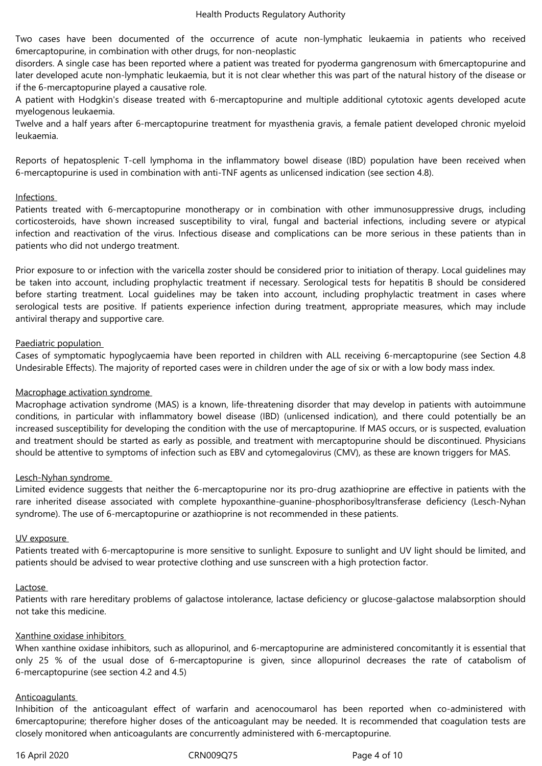Two cases have been documented of the occurrence of acute non-lymphatic leukaemia in patients who received 6mercaptopurine, in combination with other drugs, for non-neoplastic
disorders. A single case has been reported where a patient was treated for pyoderma gangrenosum with 6mercaptopurine and later developed acute non-lymphatic leukaemia, but it is not clear whether this was part of the natural history of the disease or if the 6-mercaptopurine played a causative role.
A patient with Hodgkin's disease treated with 6-mercaptopurine and multiple additional cytotoxic agents developed acute myelogenous leukaemia.
Twelve and a half years after 6-mercaptopurine treatment for myasthenia gravis, a female patient developed chronic myeloid leukaemia.

Reports of hepatosplenic T-cell lymphoma in the inflammatory bowel disease (IBD) population have been received when 6-mercaptopurine is used in combination with anti-TNF agents as unlicensed indication (see section 4.8).

Infections

Patients treated with 6-mercaptopurine monotherapy or in combination with other immunosuppressive drugs, including corticosteroids, have shown increased susceptibility to viral, fungal and bacterial infections, including severe or atypical infection and reactivation of the virus. Infectious disease and complications can be more serious in these patients than in patients who did not undergo treatment.

Prior exposure to or infection with the varicella zoster should be considered prior to initiation of therapy. Local guidelines may be taken into account, including prophylactic treatment if necessary. Serological tests for hepatitis B should be considered before starting treatment. Local guidelines may be taken into account, including prophylactic treatment in cases where serological tests are positive. If patients experience infection during treatment, appropriate measures, which may include antiviral therapy and supportive care.

Paediatric population

Cases of symptomatic hypoglycaemia have been reported in children with ALL receiving 6-mercaptopurine (see Section 4.8 Undesirable Effects). The majority of reported cases were in children under the age of six or with a low body mass index.

Macrophage activation syndrome

Macrophage activation syndrome (MAS) is a known, life-threatening disorder that may develop in patients with autoimmune conditions, in particular with inflammatory bowel disease (IBD) (unlicensed indication), and there could potentially be an increased susceptibility for developing the condition with the use of mercaptopurine. If MAS occurs, or is suspected, evaluation and treatment should be started as early as possible, and treatment with mercaptopurine should be discontinued. Physicians should be attentive to symptoms of infection such as EBV and cytomegalovirus (CMV), as these are known triggers for MAS.

Lesch-Nyhan syndrome

Limited evidence suggests that neither the 6-mercaptopurine nor its pro-drug azathioprine are effective in patients with the rare inherited disease associated with complete hypoxanthine-guanine-phosphoribosyltransferase deficiency (Lesch-Nyhan syndrome). The use of 6-mercaptopurine or azathioprine is not recommended in these patients.

UV exposure

Patients treated with 6-mercaptopurine is more sensitive to sunlight. Exposure to sunlight and UV light should be limited, and patients should be advised to wear protective clothing and use sunscreen with a high protection factor.

Lactose

Patients with rare hereditary problems of galactose intolerance, lactase deficiency or glucose-galactose malabsorption should not take this medicine.

Xanthine oxidase inhibitors

When xanthine oxidase inhibitors, such as allopurinol, and 6-mercaptopurine are administered concomitantly it is essential that only 25 % of the usual dose of 6-mercaptopurine is given, since allopurinol decreases the rate of catabolism of 6-mercaptopurine (see section 4.2 and 4.5)

Anticoagulants

Inhibition of the anticoagulant effect of warfarin and acenocoumarol has been reported when co-administered with 6mercaptopurine; therefore higher doses of the anticoagulant may be needed. It is recommended that coagulation tests are closely monitored when anticoagulants are concurrently administered with 6-mercaptopurine.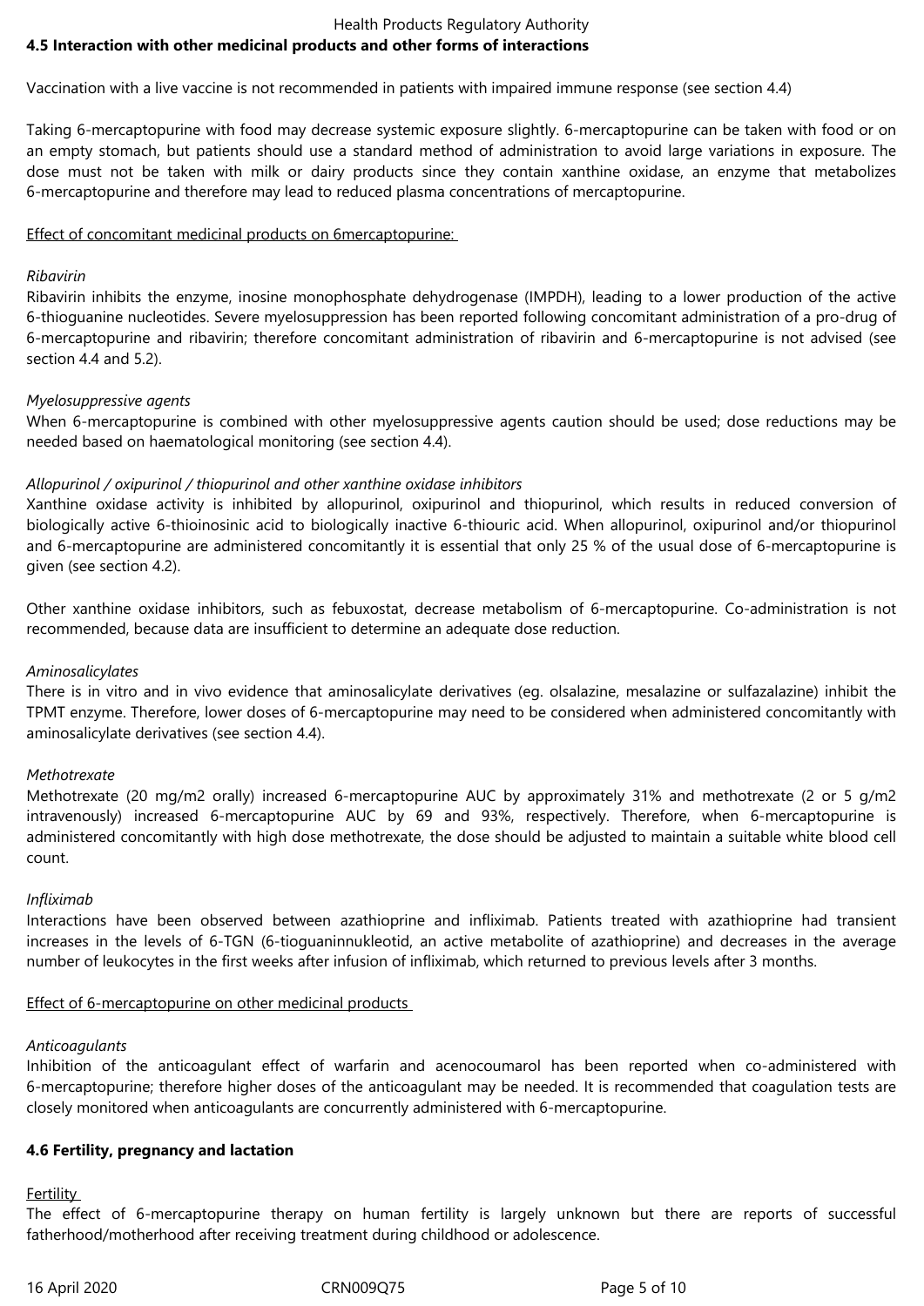## 4.5 Interaction with other medicinal products and other forms of interactions

Vaccination with a live vaccine is not recommended in patients with impaired immune response (see section 4.4)

Taking 6-mercaptopurine with food may decrease systemic exposure slightly. 6-mercaptopurine can be taken with food or on an empty stomach, but patients should use a standard method of administration to avoid large variations in exposure. The dose must not be taken with milk or dairy products since they contain xanthine oxidase, an enzyme that metabolizes 6-mercaptopurine and therefore may lead to reduced plasma concentrations of mercaptopurine.

Effect of concomitant medicinal products on 6mercaptopurine:

*Ribavirin*

Ribavirin inhibits the enzyme, inosine monophosphate dehydrogenase (IMPDH), leading to a lower production of the active 6-thioguanine nucleotides. Severe myelosuppression has been reported following concomitant administration of a pro-drug of 6-mercaptopurine and ribavirin; therefore concomitant administration of ribavirin and 6-mercaptopurine is not advised (see section 4.4 and 5.2).

*Myelosuppressive agents*

When 6-mercaptopurine is combined with other myelosuppressive agents caution should be used; dose reductions may be needed based on haematological monitoring (see section 4.4).

*Allopurinol / oxipurinol / thiopurinol and other xanthine oxidase inhibitors*

Xanthine oxidase activity is inhibited by allopurinol, oxipurinol and thiopurinol, which results in reduced conversion of biologically active 6-thioinosinic acid to biologically inactive 6-thiouric acid. When allopurinol, oxipurinol and/or thiopurinol and 6-mercaptopurine are administered concomitantly it is essential that only 25 % of the usual dose of 6-mercaptopurine is given (see section 4.2).

Other xanthine oxidase inhibitors, such as febuxostat, decrease metabolism of 6-mercaptopurine. Co-administration is not recommended, because data are insufficient to determine an adequate dose reduction.

*Aminosalicylates*

There is in vitro and in vivo evidence that aminosalicylate derivatives (eg. olsalazine, mesalazine or sulfazalazine) inhibit the TPMT enzyme. Therefore, lower doses of 6-mercaptopurine may need to be considered when administered concomitantly with aminosalicylate derivatives (see section 4.4).

*Methotrexate*

Methotrexate (20 mg/m2 orally) increased 6-mercaptopurine AUC by approximately 31% and methotrexate (2 or 5 g/m2 intravenously) increased 6-mercaptopurine AUC by 69 and 93%, respectively. Therefore, when 6-mercaptopurine is administered concomitantly with high dose methotrexate, the dose should be adjusted to maintain a suitable white blood cell count.

*Infliximab*

Interactions have been observed between azathioprine and infliximab. Patients treated with azathioprine had transient increases in the levels of 6-TGN (6-tioguaninnukleotid, an active metabolite of azathioprine) and decreases in the average number of leukocytes in the first weeks after infusion of infliximab, which returned to previous levels after 3 months.

Effect of 6-mercaptopurine on other medicinal products

*Anticoagulants*

Inhibition of the anticoagulant effect of warfarin and acenocoumarol has been reported when co-administered with 6-mercaptopurine; therefore higher doses of the anticoagulant may be needed. It is recommended that coagulation tests are closely monitored when anticoagulants are concurrently administered with 6-mercaptopurine.

## 4.6 Fertility, pregnancy and lactation

Fertility

The effect of 6-mercaptopurine therapy on human fertility is largely unknown but there are reports of successful fatherhood/motherhood after receiving treatment during childhood or adolescence.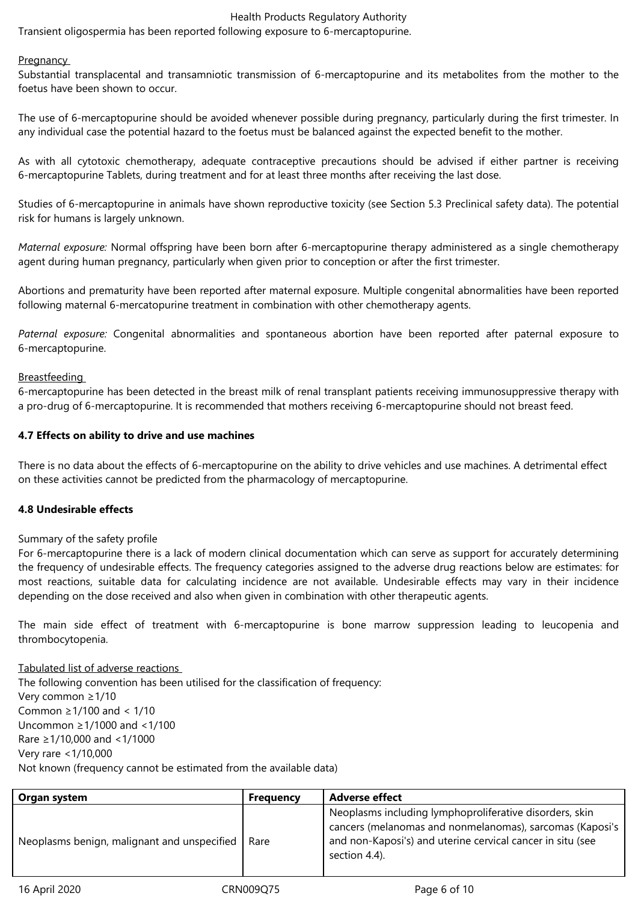Transient oligospermia has been reported following exposure to 6-mercaptopurine.

Pregnancy

Substantial transplacental and transamniotic transmission of 6-mercaptopurine and its metabolites from the mother to the foetus have been shown to occur.

The use of 6-mercaptopurine should be avoided whenever possible during pregnancy, particularly during the first trimester. In any individual case the potential hazard to the foetus must be balanced against the expected benefit to the mother.

As with all cytotoxic chemotherapy, adequate contraceptive precautions should be advised if either partner is receiving 6-mercaptopurine Tablets, during treatment and for at least three months after receiving the last dose.

Studies of 6-mercaptopurine in animals have shown reproductive toxicity (see Section 5.3 Preclinical safety data). The potential risk for humans is largely unknown.

*Maternal exposure:* Normal offspring have been born after 6-mercaptopurine therapy administered as a single chemotherapy agent during human pregnancy, particularly when given prior to conception or after the first trimester.

Abortions and prematurity have been reported after maternal exposure. Multiple congenital abnormalities have been reported following maternal 6-mercatopurine treatment in combination with other chemotherapy agents.

*Paternal exposure:* Congenital abnormalities and spontaneous abortion have been reported after paternal exposure to 6-mercaptopurine.

Breastfeeding

6-mercaptopurine has been detected in the breast milk of renal transplant patients receiving immunosuppressive therapy with a pro-drug of 6-mercaptopurine. It is recommended that mothers receiving 6-mercaptopurine should not breast feed.

**4.7 Effects on ability to drive and use machines**

There is no data about the effects of 6-mercaptopurine on the ability to drive vehicles and use machines. A detrimental effect on these activities cannot be predicted from the pharmacology of mercaptopurine.

**4.8 Undesirable effects**

Summary of the safety profile

For 6-mercaptopurine there is a lack of modern clinical documentation which can serve as support for accurately determining the frequency of undesirable effects. The frequency categories assigned to the adverse drug reactions below are estimates: for most reactions, suitable data for calculating incidence are not available. Undesirable effects may vary in their incidence depending on the dose received and also when given in combination with other therapeutic agents.

The main side effect of treatment with 6-mercaptopurine is bone marrow suppression leading to leucopenia and thrombocytopenia.

Tabulated list of adverse reactions

The following convention has been utilised for the classification of frequency:
Very common ≥1/10
Common ≥1/100 and < 1/10
Uncommon ≥1/1000 and <1/100
Rare ≥1/10,000 and <1/1000
Very rare <1/10,000
Not known (frequency cannot be estimated from the available data)

| Organ system | Frequency | Adverse effect |
|---|---|---|
| Neoplasms benign, malignant and unspecified | Rare | Neoplasms including lymphoproliferative disorders, skin cancers (melanomas and nonmelanomas), sarcomas (Kaposi's and non-Kaposi's) and uterine cervical cancer in situ (see section 4.4). |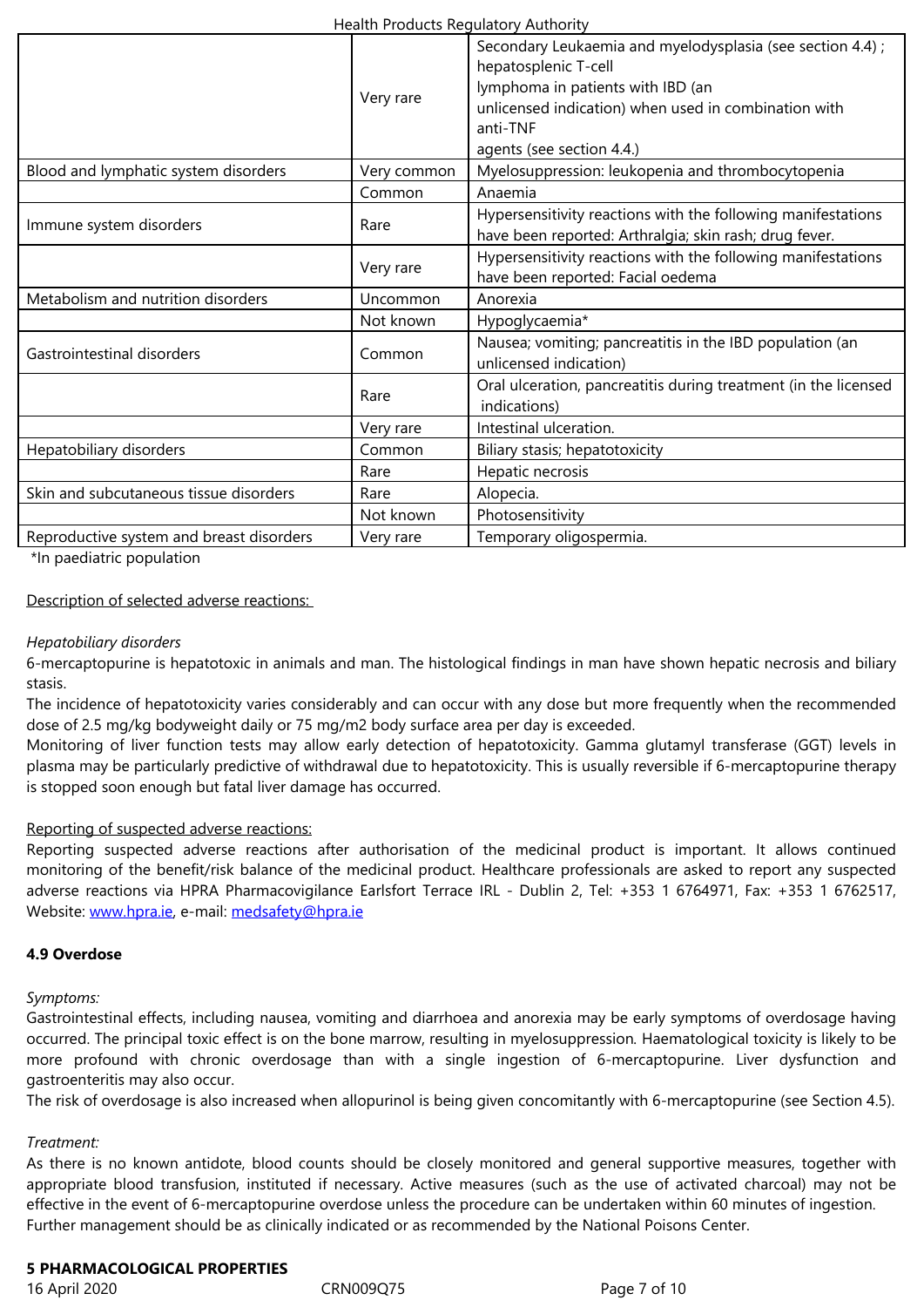| | | |
|---|---|---|
| | Very rare | Secondary Leukaemia and myelodysplasia (see section 4.4) ; hepatosplenic T-cell lymphoma in patients with IBD (an unlicensed indication) when used in combination with anti-TNF agents (see section 4.4.) |
| Blood and lymphatic system disorders | Very common | Myelosuppression: leukopenia and thrombocytopenia |
| | Common | Anaemia |
| Immune system disorders | Rare | Hypersensitivity reactions with the following manifestations have been reported: Arthralgia; skin rash; drug fever. |
| | Very rare | Hypersensitivity reactions with the following manifestations have been reported: Facial oedema |
| Metabolism and nutrition disorders | Uncommon | Anorexia |
| | Not known | Hypoglycaemia* |
| Gastrointestinal disorders | Common | Nausea; vomiting; pancreatitis in the IBD population (an unlicensed indication) |
| | Rare | Oral ulceration, pancreatitis during treatment (in the licensed indications) |
| | Very rare | Intestinal ulceration. |
| Hepatobiliary disorders | Common | Biliary stasis; hepatotoxicity |
| | Rare | Hepatic necrosis |
| Skin and subcutaneous tissue disorders | Rare | Alopecia. |
| | Not known | Photosensitivity |
| Reproductive system and breast disorders | Very rare | Temporary oligospermia. |

*In paediatric population

Description of selected adverse reactions:

*Hepatobiliary disorders*

6-mercaptopurine is hepatotoxic in animals and man. The histological findings in man have shown hepatic necrosis and biliary stasis.

The incidence of hepatotoxicity varies considerably and can occur with any dose but more frequently when the recommended dose of 2.5 mg/kg bodyweight daily or 75 mg/m2 body surface area per day is exceeded.

Monitoring of liver function tests may allow early detection of hepatotoxicity. Gamma glutamyl transferase (GGT) levels in plasma may be particularly predictive of withdrawal due to hepatotoxicity. This is usually reversible if 6-mercaptopurine therapy is stopped soon enough but fatal liver damage has occurred.

Reporting of suspected adverse reactions:

Reporting suspected adverse reactions after authorisation of the medicinal product is important. It allows continued monitoring of the benefit/risk balance of the medicinal product. Healthcare professionals are asked to report any suspected adverse reactions via HPRA Pharmacovigilance Earlsfort Terrace IRL - Dublin 2, Tel: +353 1 6764971, Fax: +353 1 6762517, Website: www.hpra.ie, e-mail: medsafety@hpra.ie

**4.9 Overdose**

*Symptoms:*

Gastrointestinal effects, including nausea, vomiting and diarrhoea and anorexia may be early symptoms of overdosage having occurred. The principal toxic effect is on the bone marrow, resulting in myelosuppression. Haematological toxicity is likely to be more profound with chronic overdosage than with a single ingestion of 6-mercaptopurine. Liver dysfunction and gastroenteritis may also occur.

The risk of overdosage is also increased when allopurinol is being given concomitantly with 6-mercaptopurine (see Section 4.5).

*Treatment:*

As there is no known antidote, blood counts should be closely monitored and general supportive measures, together with appropriate blood transfusion, instituted if necessary. Active measures (such as the use of activated charcoal) may not be effective in the event of 6-mercaptopurine overdose unless the procedure can be undertaken within 60 minutes of ingestion. Further management should be as clinically indicated or as recommended by the National Poisons Center.

**5 PHARMACOLOGICAL PROPERTIES**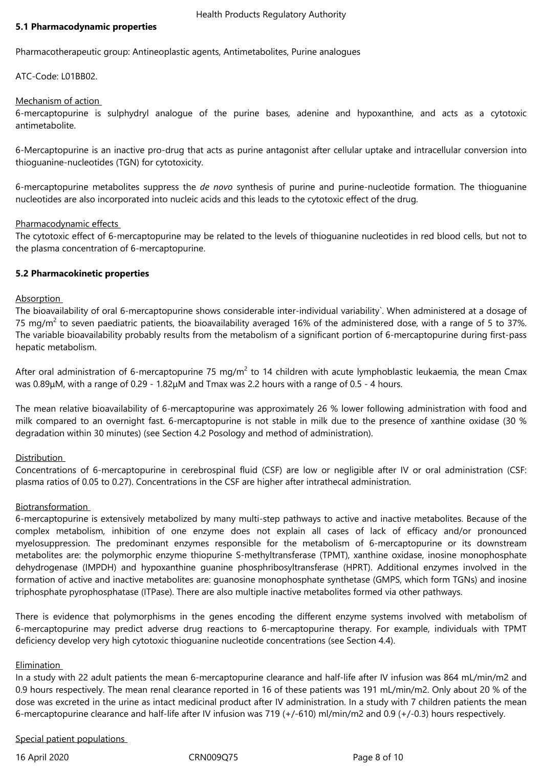### 5.1 Pharmacodynamic properties

Pharmacotherapeutic group: Antineoplastic agents, Antimetabolites, Purine analogues

ATC-Code: L01BB02.

Mechanism of action

6-mercaptopurine is sulphydryl analogue of the purine bases, adenine and hypoxanthine, and acts as a cytotoxic antimetabolite.

6-Mercaptopurine is an inactive pro-drug that acts as purine antagonist after cellular uptake and intracellular conversion into thioguanine-nucleotides (TGN) for cytotoxicity.

6-mercaptopurine metabolites suppress the *de novo* synthesis of purine and purine-nucleotide formation. The thioguanine nucleotides are also incorporated into nucleic acids and this leads to the cytotoxic effect of the drug.

Pharmacodynamic effects

The cytotoxic effect of 6-mercaptopurine may be related to the levels of thioguanine nucleotides in red blood cells, but not to the plasma concentration of 6-mercaptopurine.

### 5.2 Pharmacokinetic properties

Absorption

The bioavailability of oral 6-mercaptopurine shows considerable inter-individual variability`. When administered at a dosage of 75 mg/m$^2$ to seven paediatric patients, the bioavailability averaged 16% of the administered dose, with a range of 5 to 37%. The variable bioavailability probably results from the metabolism of a significant portion of 6-mercaptopurine during first-pass hepatic metabolism.

After oral administration of 6-mercaptopurine 75 mg/m$^2$ to 14 children with acute lymphoblastic leukaemia, the mean Cmax was 0.89µM, with a range of 0.29 - 1.82µM and Tmax was 2.2 hours with a range of 0.5 - 4 hours.

The mean relative bioavailability of 6-mercaptopurine was approximately 26 % lower following administration with food and milk compared to an overnight fast. 6-mercaptopurine is not stable in milk due to the presence of xanthine oxidase (30 % degradation within 30 minutes) (see Section 4.2 Posology and method of administration).

Distribution

Concentrations of 6-mercaptopurine in cerebrospinal fluid (CSF) are low or negligible after IV or oral administration (CSF: plasma ratios of 0.05 to 0.27). Concentrations in the CSF are higher after intrathecal administration.

Biotransformation

6-mercaptopurine is extensively metabolized by many multi-step pathways to active and inactive metabolites. Because of the complex metabolism, inhibition of one enzyme does not explain all cases of lack of efficacy and/or pronounced myelosuppression. The predominant enzymes responsible for the metabolism of 6-mercaptopurine or its downstream metabolites are: the polymorphic enzyme thiopurine S-methyltransferase (TPMT), xanthine oxidase, inosine monophosphate dehydrogenase (IMPDH) and hypoxanthine guanine phosphribosyltransferase (HPRT). Additional enzymes involved in the formation of active and inactive metabolites are: guanosine monophosphate synthetase (GMPS, which form TGNs) and inosine triphosphate pyrophosphatase (ITPase). There are also multiple inactive metabolites formed via other pathways.

There is evidence that polymorphisms in the genes encoding the different enzyme systems involved with metabolism of 6-mercaptopurine may predict adverse drug reactions to 6-mercaptopurine therapy. For example, individuals with TPMT deficiency develop very high cytotoxic thioguanine nucleotide concentrations (see Section 4.4).

Elimination

In a study with 22 adult patients the mean 6-mercaptopurine clearance and half-life after IV infusion was 864 mL/min/m2 and 0.9 hours respectively. The mean renal clearance reported in 16 of these patients was 191 mL/min/m2. Only about 20 % of the dose was excreted in the urine as intact medicinal product after IV administration. In a study with 7 children patients the mean 6-mercaptopurine clearance and half-life after IV infusion was 719 (+/-610) ml/min/m2 and 0.9 (+/-0.3) hours respectively.

Special patient populations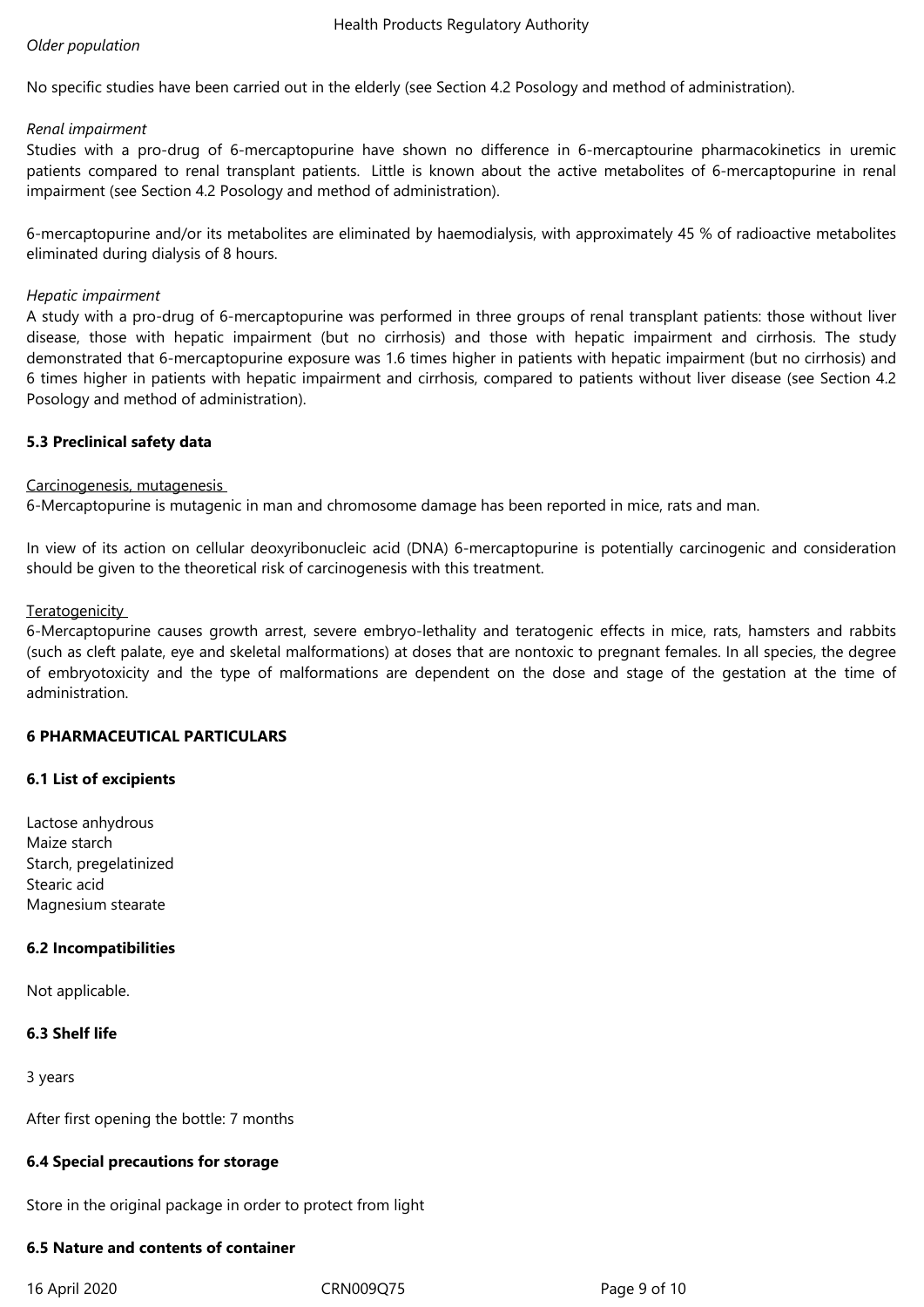*Older population*

No specific studies have been carried out in the elderly (see Section 4.2 Posology and method of administration).

*Renal impairment*

Studies with a pro-drug of 6-mercaptopurine have shown no difference in 6-mercaptourine pharmacokinetics in uremic patients compared to renal transplant patients. Little is known about the active metabolites of 6-mercaptopurine in renal impairment (see Section 4.2 Posology and method of administration).

6-mercaptopurine and/or its metabolites are eliminated by haemodialysis, with approximately 45 % of radioactive metabolites eliminated during dialysis of 8 hours.

*Hepatic impairment*

A study with a pro-drug of 6-mercaptopurine was performed in three groups of renal transplant patients: those without liver disease, those with hepatic impairment (but no cirrhosis) and those with hepatic impairment and cirrhosis. The study demonstrated that 6-mercaptopurine exposure was 1.6 times higher in patients with hepatic impairment (but no cirrhosis) and 6 times higher in patients with hepatic impairment and cirrhosis, compared to patients without liver disease (see Section 4.2 Posology and method of administration).

### 5.3 Preclinical safety data

Carcinogenesis, mutagenesis

6-Mercaptopurine is mutagenic in man and chromosome damage has been reported in mice, rats and man.

In view of its action on cellular deoxyribonucleic acid (DNA) 6-mercaptopurine is potentially carcinogenic and consideration should be given to the theoretical risk of carcinogenesis with this treatment.

Teratogenicity

6-Mercaptopurine causes growth arrest, severe embryo-lethality and teratogenic effects in mice, rats, hamsters and rabbits (such as cleft palate, eye and skeletal malformations) at doses that are nontoxic to pregnant females. In all species, the degree of embryotoxicity and the type of malformations are dependent on the dose and stage of the gestation at the time of administration.

## 6 PHARMACEUTICAL PARTICULARS

### 6.1 List of excipients

Lactose anhydrous
Maize starch
Starch, pregelatinized
Stearic acid
Magnesium stearate

### 6.2 Incompatibilities

Not applicable.

### 6.3 Shelf life

3 years

After first opening the bottle: 7 months

### 6.4 Special precautions for storage

Store in the original package in order to protect from light

### 6.5 Nature and contents of container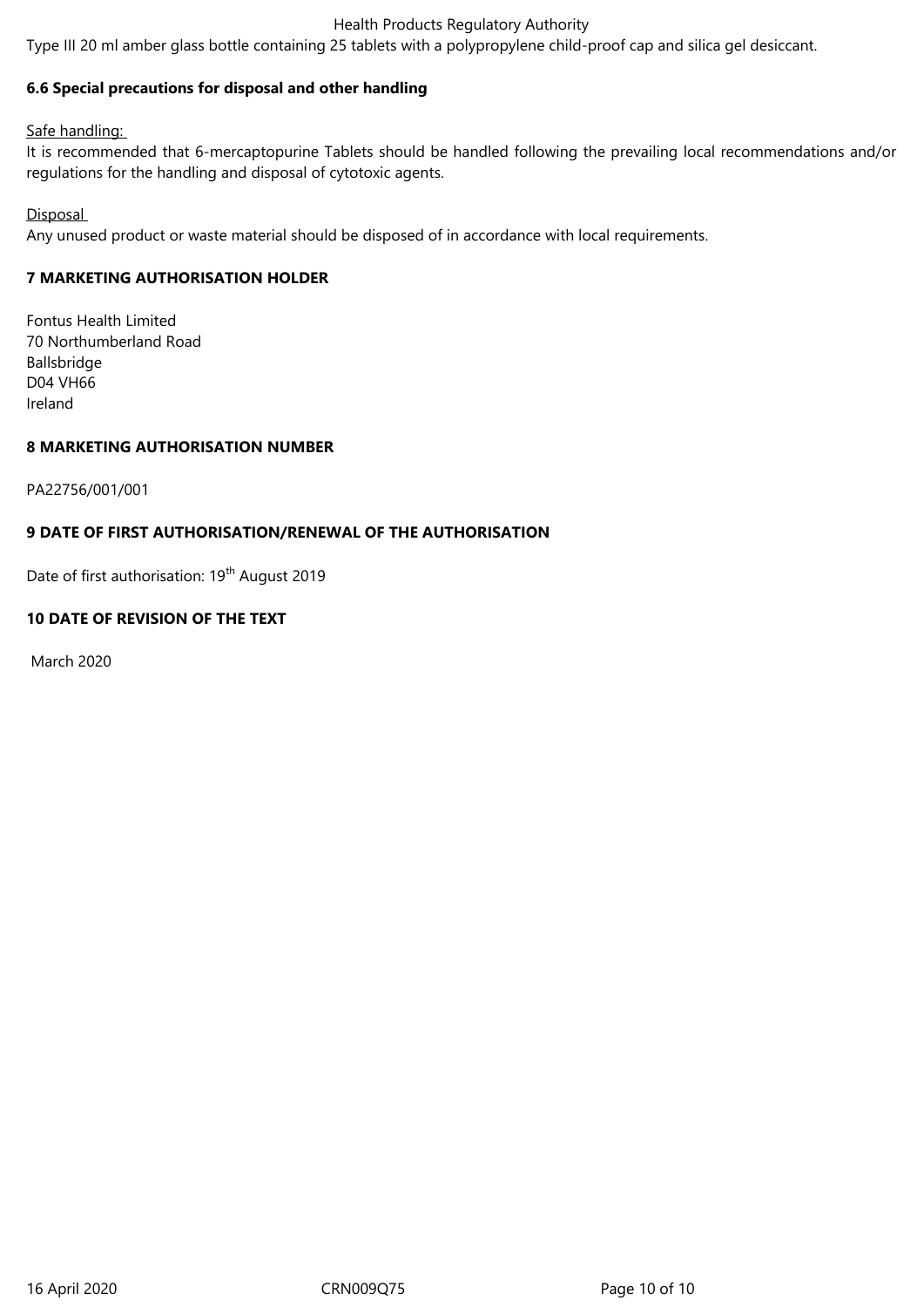Type III 20 ml amber glass bottle containing 25 tablets with a polypropylene child-proof cap and silica gel desiccant.

## 6.6 Special precautions for disposal and other handling

Safe handling:

It is recommended that 6-mercaptopurine Tablets should be handled following the prevailing local recommendations and/or regulations for the handling and disposal of cytotoxic agents.

Disposal

Any unused product or waste material should be disposed of in accordance with local requirements.

## 7 MARKETING AUTHORISATION HOLDER

Fontus Health Limited
70 Northumberland Road
Ballsbridge
D04 VH66
Ireland

## 8 MARKETING AUTHORISATION NUMBER

PA22756/001/001

## 9 DATE OF FIRST AUTHORISATION/RENEWAL OF THE AUTHORISATION

Date of first authorisation: 19th August 2019

## 10 DATE OF REVISION OF THE TEXT

March 2020